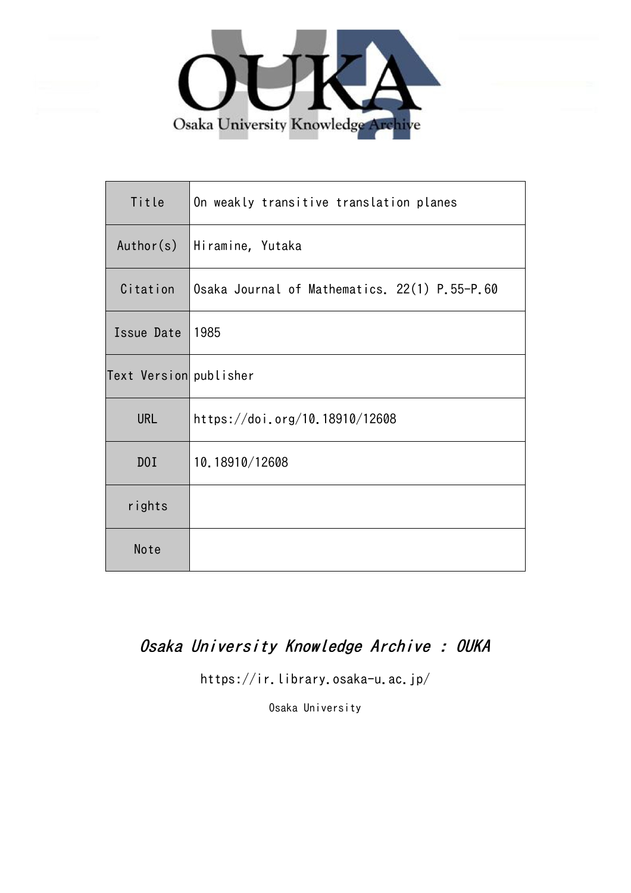Osaka University Knowledge Archive

| Title | On weakly transitive translation planes |
|---|---|
| Author(s) | Hiramine, Yutaka |
| Citation | Osaka Journal of Mathematics. 22(1) P.55-P.60 |
| Issue Date | 1985 |
| Text Version | publisher |
| URL | https://doi.org/10.18910/12608 |
| DOI | 10.18910/12608 |
| rights | |
| Note | |

*Osaka University Knowledge Archive : OUKA*

https://ir.library.osaka-u.ac.jp/

Osaka University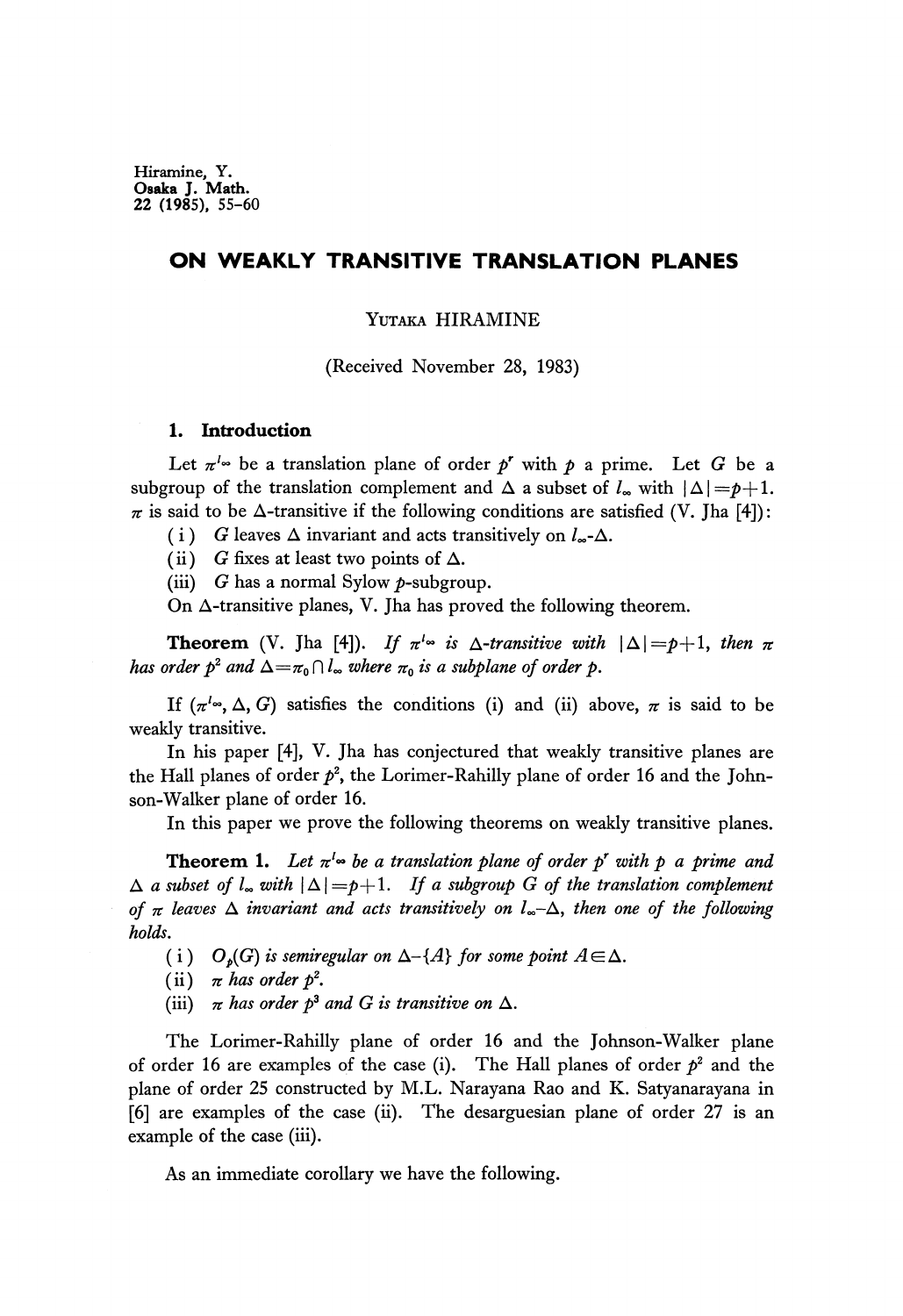Hiramine, Y.
Osaka J. Math.
22 (1985), 55-60

# ON WEAKLY TRANSITIVE TRANSLATION PLANES

YUTAKA HIRAMINE

(Received November 28, 1983)

## 1. Introduction

Let $\pi^{l_\infty}$ be a translation plane of order $p^r$ with $p$ a prime. Let $G$ be a subgroup of the translation complement and $\Delta$ a subset of $l_\infty$ with $|\Delta|=p+1$. $\pi$ is said to be $\Delta$-transitive if the following conditions are satisfied (V. Jha [4]):

( i ) $G$ leaves $\Delta$ invariant and acts transitively on $l_\infty$-$\Delta$.

( ii ) $G$ fixes at least two points of $\Delta$.

(iii) $G$ has a normal Sylow $p$-subgroup.

On $\Delta$-transitive planes, V. Jha has proved the following theorem.

**Theorem** (V. Jha [4]). *If $\pi^{l_\infty}$ is $\Delta$-transitive with $|\Delta|=p+1$, then $\pi$ has order $p^2$ and $\Delta=\pi_0 \cap l_\infty$ where $\pi_0$ is a subplane of order $p$.*

If $(\pi^{l_\infty}, \Delta, G)$ satisfies the conditions (i) and (ii) above, $\pi$ is said to be weakly transitive.

In his paper [4], V. Jha has conjectured that weakly transitive planes are the Hall planes of order $p^2$, the Lorimer-Rahilly plane of order 16 and the Johnson-Walker plane of order 16.

In this paper we prove the following theorems on weakly transitive planes.

**Theorem 1.** *Let $\pi^{l_\infty}$ be a translation plane of order $p^r$ with $p$ a prime and $\Delta$ a subset of $l_\infty$ with $|\Delta|=p+1$. If a subgroup $G$ of the translation complement of $\pi$ leaves $\Delta$ invariant and acts transitively on $l_\infty$-$\Delta$, then one of the following holds.*

( i ) *$O_p(G)$ is semiregular on $\Delta$-$\{A\}$ for some point $A \in \Delta$.*

( ii ) *$\pi$ has order $p^2$.*

(iii) *$\pi$ has order $p^3$ and $G$ is transitive on $\Delta$.*

The Lorimer-Rahilly plane of order 16 and the Johnson-Walker plane of order 16 are examples of the case (i). The Hall planes of order $p^2$ and the plane of order 25 constructed by M.L. Narayana Rao and K. Satyanarayana in [6] are examples of the case (ii). The desarguesian plane of order 27 is an example of the case (iii).

As an immediate corollary we have the following.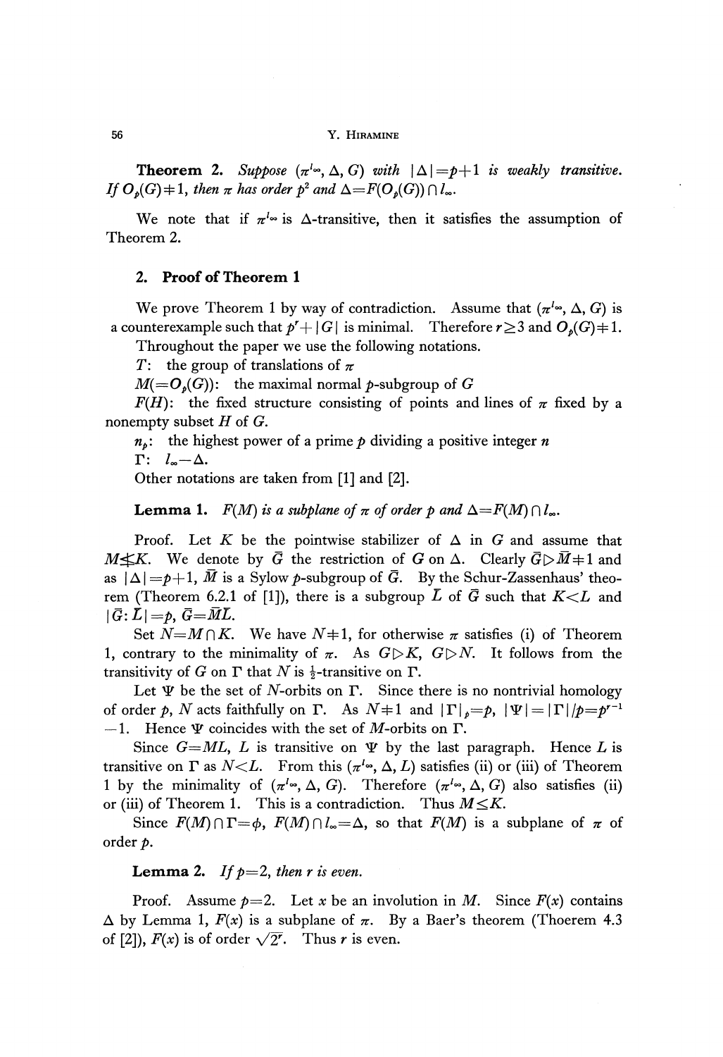**Theorem 2.** *Suppose $(\pi^{l_\infty}, \Delta, G)$ with $|\Delta|=p+1$ is weakly transitive. If $O_p(G)\neq 1$, then $\pi$ has order $p^2$ and $\Delta=F(O_p(G))\cap l_\infty$.*

We note that if $\pi^{l_\infty}$ is $\Delta$-transitive, then it satisfies the assumption of Theorem 2.

## 2. Proof of Theorem 1

We prove Theorem 1 by way of contradiction. Assume that $(\pi^{l_\infty}, \Delta, G)$ is a counterexample such that $p^r+|G|$ is minimal. Therefore $r\geq 3$ and $O_p(G)\neq 1$.

Throughout the paper we use the following notations.

$T$: the group of translations of $\pi$

$M(=O_p(G))$: the maximal normal $p$-subgroup of $G$

$F(H)$: the fixed structure consisting of points and lines of $\pi$ fixed by a nonempty subset $H$ of $G$.

$n_p$: the highest power of a prime $p$ dividing a positive integer $n$

$\Gamma$: $l_\infty-\Delta$.

Other notations are taken from [1] and [2].

**Lemma 1.** *$F(M)$ is a subplane of $\pi$ of order $p$ and $\Delta=F(M)\cap l_\infty$.*

Proof. Let $K$ be the pointwise stabilizer of $\Delta$ in $G$ and assume that $M\nleq K$. We denote by $\bar{G}$ the restriction of $G$ on $\Delta$. Clearly $\bar{G}\triangleright\bar{M}\neq 1$ and as $|\Delta|=p+1$, $\bar{M}$ is a Sylow $p$-subgroup of $\bar{G}$. By the Schur-Zassenhaus' theorem (Theorem 6.2.1 of [1]), there is a subgroup $L$ of $G$ such that $K<L$ and $|\bar{G}:\bar{L}|=p$, $\bar{G}=\bar{M}\bar{L}$.

Set $N=M\cap K$. We have $N\neq 1$, for otherwise $\pi$ satisfies (i) of Theorem 1, contrary to the minimality of $\pi$. As $G\triangleright K$, $G\triangleright N$. It follows from the transitivity of $G$ on $\Gamma$ that $N$ is $\frac{1}{2}$-transitive on $\Gamma$.

Let $\Psi$ be the set of $N$-orbits on $\Gamma$. Since there is no nontrivial homology of order $p$, $N$ acts faithfully on $\Gamma$. As $N\neq 1$ and $|\Gamma|_p=p$, $|\Psi|=|\Gamma|/p=p^{r-1}-1$. Hence $\Psi$ coincides with the set of $M$-orbits on $\Gamma$.

Since $G=ML$, $L$ is transitive on $\Psi$ by the last paragraph. Hence $L$ is transitive on $\Gamma$ as $N<L$. From this $(\pi^{l_\infty}, \Delta, L)$ satisfies (ii) or (iii) of Theorem 1 by the minimality of $(\pi^{l_\infty}, \Delta, G)$. Therefore $(\pi^{l_\infty}, \Delta, G)$ also satisfies (ii) or (iii) of Theorem 1. This is a contradiction. Thus $M\leq K$.

Since $F(M)\cap\Gamma=\phi$, $F(M)\cap l_\infty=\Delta$, so that $F(M)$ is a subplane of $\pi$ of order $p$.

**Lemma 2.** *If $p=2$, then $r$ is even.*

Proof. Assume $p=2$. Let $x$ be an involution in $M$. Since $F(x)$ contains $\Delta$ by Lemma 1, $F(x)$ is a subplane of $\pi$. By a Baer's theorem (Thoerem 4.3 of [2]), $F(x)$ is of order $\sqrt{2^r}$. Thus $r$ is even.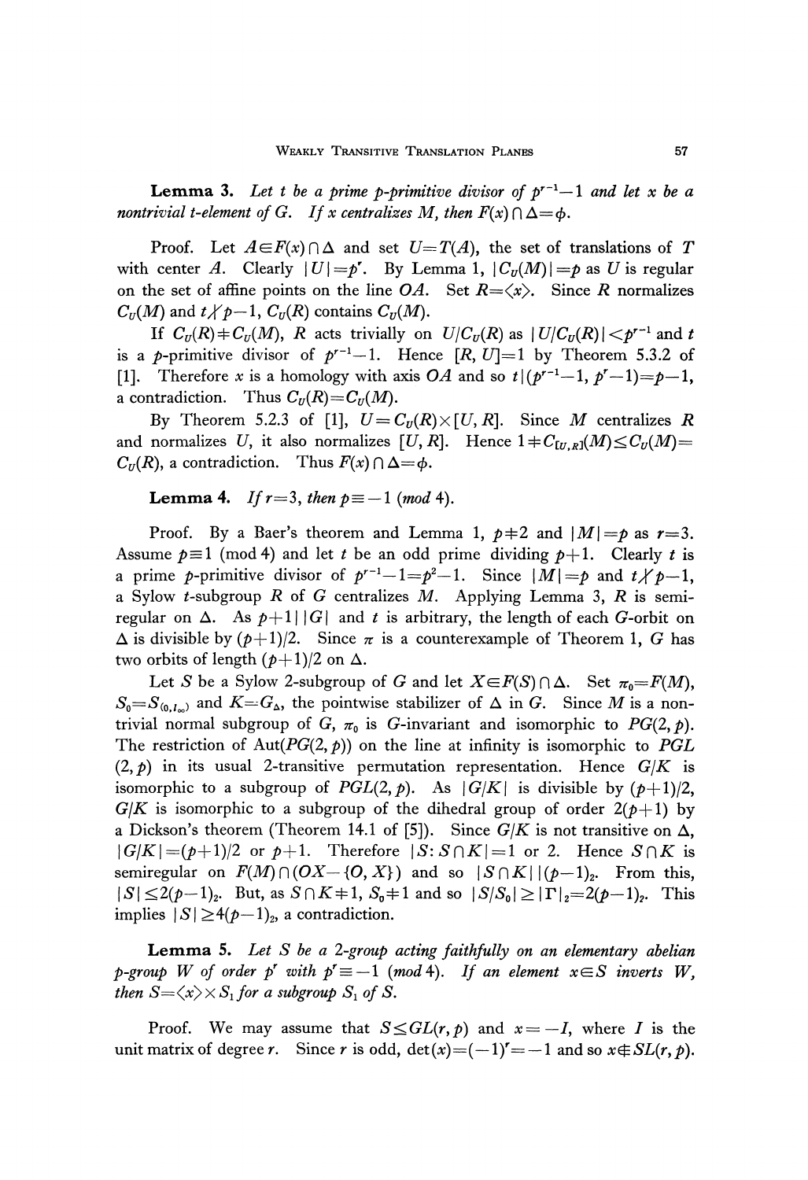**Lemma 3.** *Let $t$ be a prime $p$-primitive divisor of $p^{r-1}-1$ and let $x$ be a nontrivial $t$-element of $G$. If $x$ centralizes $M$, then $F(x)\cap\Delta=\phi$.*

Proof. Let $A\in F(x)\cap\Delta$ and set $U=T(A)$, the set of translations of $T$ with center $A$. Clearly $|U|=p^r$. By Lemma 1, $|C_U(M)|=p$ as $U$ is regular on the set of affine points on the line $OA$. Set $R=\langle x\rangle$. Since $R$ normalizes $C_U(M)$ and $t\nmid p-1$, $C_U(R)$ contains $C_U(M)$.

If $C_U(R)\neq C_U(M)$, $R$ acts trivially on $U/C_U(R)$ as $|U/C_U(R)|<p^{r-1}$ and $t$ is a $p$-primitive divisor of $p^{r-1}-1$. Hence $[R,U]=1$ by Theorem 5.3.2 of [1]. Therefore $x$ is a homology with axis $OA$ and so $t|(p^{r-1}-1,p^r-1)=p-1$, a contradiction. Thus $C_U(R)=C_U(M)$.

By Theorem 5.2.3 of [1], $U=C_U(R)\times[U,R]$. Since $M$ centralizes $R$ and normalizes $U$, it also normalizes $[U,R]$. Hence $1\neq C_{[U,R]}(M)\leq C_U(M)=C_U(R)$, a contradiction. Thus $F(x)\cap\Delta=\phi$.

**Lemma 4.** *If $r=3$, then $p\equiv -1$ (mod 4).*

Proof. By a Baer's theorem and Lemma 1, $p\neq 2$ and $|M|=p$ as $r=3$. Assume $p\equiv 1$ (mod 4) and let $t$ be an odd prime dividing $p+1$. Clearly $t$ is a prime $p$-primitive divisor of $p^{r-1}-1=p^2-1$. Since $|M|=p$ and $t\nmid p-1$, a Sylow $t$-subgroup $R$ of $G$ centralizes $M$. Applying Lemma 3, $R$ is semiregular on $\Delta$. As $p+1||G|$ and $t$ is arbitrary, the length of each $G$-orbit on $\Delta$ is divisible by $(p+1)/2$. Since $\pi$ is a counterexample of Theorem 1, $G$ has two orbits of length $(p+1)/2$ on $\Delta$.

Let $S$ be a Sylow 2-subgroup of $G$ and let $X\in F(S)\cap\Delta$. Set $\pi_0=F(M)$, $S_0=S_{(0,l_\infty)}$ and $K=G_\Delta$, the pointwise stabilizer of $\Delta$ in $G$. Since $M$ is a nontrivial normal subgroup of $G$, $\pi_0$ is $G$-invariant and isomorphic to $PG(2,p)$. The restriction of $\mathrm{Aut}(PG(2,p))$ on the line at infinity is isomorphic to $PGL(2,p)$ in its usual 2-transitive permutation representation. Hence $G/K$ is isomorphic to a subgroup of $PGL(2,p)$. As $|G/K|$ is divisible by $(p+1)/2$, $G/K$ is isomorphic to a subgroup of the dihedral group of order $2(p+1)$ by a Dickson's theorem (Theorem 14.1 of [5]). Since $G/K$ is not transitive on $\Delta$, $|G/K|=(p+1)/2$ or $p+1$. Therefore $|S:S\cap K|=1$ or 2. Hence $S\cap K$ is semiregular on $F(M)\cap(OX-\{O,X\})$ and so $|S\cap K|\,|(p-1)_2$. From this, $|S|\leq 2(p-1)_2$. But, as $S\cap K\neq 1$, $S_0\neq 1$ and so $|S/S_0|\geq|\Gamma|_2=2(p-1)_2$. This implies $|S|\geq 4(p-1)_2$, a contradiction.

**Lemma 5.** *Let $S$ be a 2-group acting faithfully on an elementary abelian $p$-group $W$ of order $p^r$ with $p^r\equiv -1$ (mod 4). If an element $x\in S$ inverts $W$, then $S=\langle x\rangle\times S_1$ for a subgroup $S_1$ of $S$.*

Proof. We may assume that $S\leq GL(r,p)$ and $x=-I$, where $I$ is the unit matrix of degree $r$. Since $r$ is odd, $\det(x)=(-1)^r=-1$ and so $x\notin SL(r,p)$.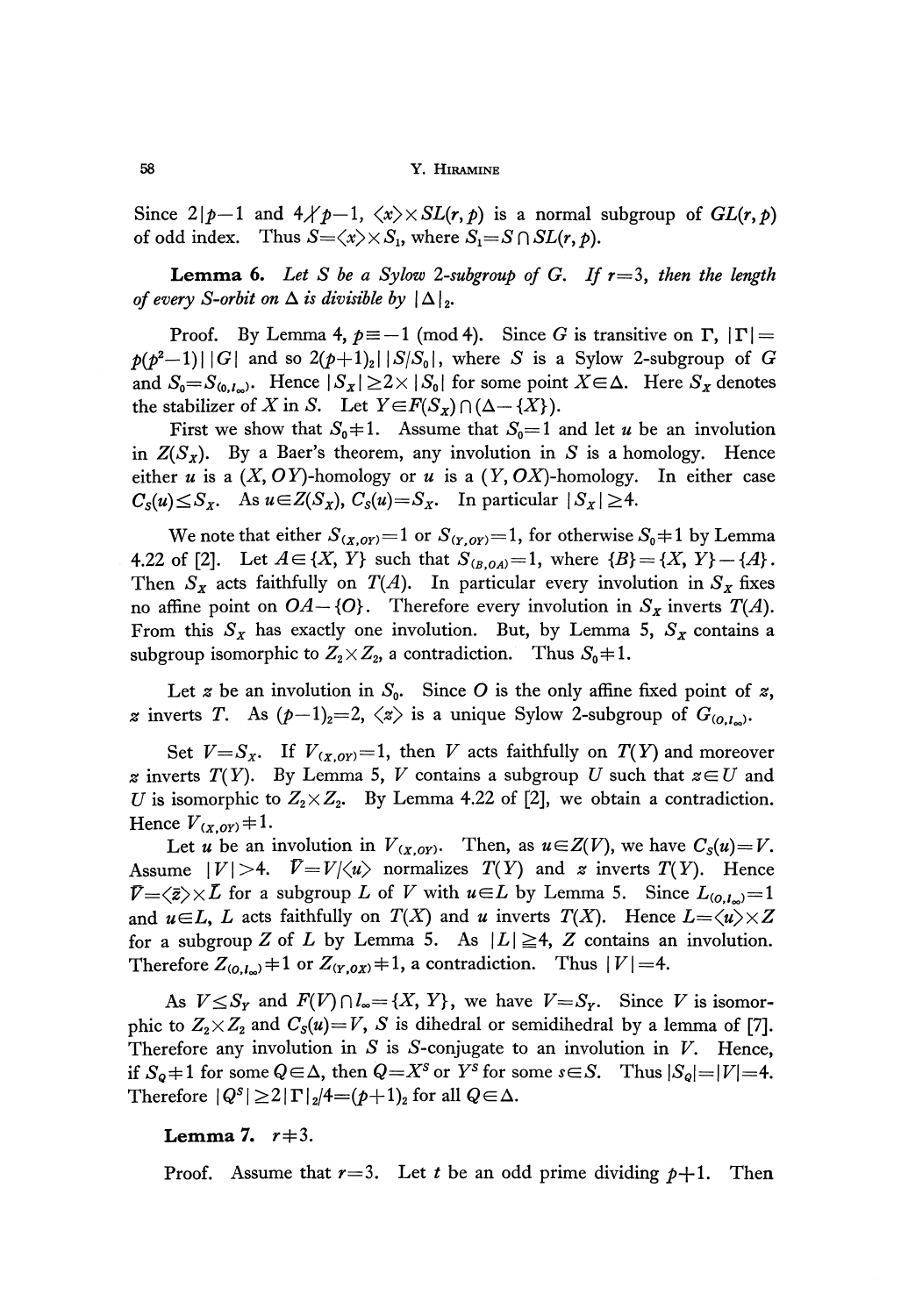Since $2|p-1$ and $4\not|p-1$, $\langle x\rangle\times SL(r,p)$ is a normal subgroup of $GL(r,p)$ of odd index. Thus $S=\langle x\rangle\times S_1$, where $S_1=S\cap SL(r,p)$.

**Lemma 6.** *Let $S$ be a Sylow 2-subgroup of $G$. If $r=3$, then the length of every $S$-orbit on $\Delta$ is divisible by $|\Delta|_2$.*

Proof. By Lemma 4, $p\equiv -1 \pmod 4$. Since $G$ is transitive on $\Gamma$, $|\Gamma|=p(p^2-1)|\,|G|$ and so $2(p+1)_2|\,|S/S_0|$, where $S$ is a Sylow 2-subgroup of $G$ and $S_0=S_{(0,l_\infty)}$. Hence $|S_X|\geq 2\times|S_0|$ for some point $X\in\Delta$. Here $S_X$ denotes the stabilizer of $X$ in $S$. Let $Y\in F(S_X)\cap(\Delta-\{X\})$.

First we show that $S_0\neq 1$. Assume that $S_0=1$ and let $u$ be an involution in $Z(S_X)$. By a Baer's theorem, any involution in $S$ is a homology. Hence either $u$ is a $(X, OY)$-homology or $u$ is a $(Y, OX)$-homology. In either case $C_S(u)\leq S_X$. As $u\in Z(S_X)$, $C_S(u)=S_X$. In particular $|S_X|\geq 4$.

We note that either $S_{(X,OY)}=1$ or $S_{(Y,OY)}=1$, for otherwise $S_0\neq 1$ by Lemma 4.22 of [2]. Let $A\in\{X, Y\}$ such that $S_{(B,OA)}=1$, where $\{B\}=\{X, Y\}-\{A\}$. Then $S_X$ acts faithfully on $T(A)$. In particular every involution in $S_X$ fixes no affine point on $OA-\{O\}$. Therefore every involution in $S_X$ inverts $T(A)$. From this $S_X$ has exactly one involution. But, by Lemma 5, $S_X$ contains a subgroup isomorphic to $Z_2\times Z_2$, a contradiction. Thus $S_0\neq 1$.

Let $z$ be an involution in $S_0$. Since $O$ is the only affine fixed point of $z$, $z$ inverts $T$. As $(p-1)_2=2$, $\langle z\rangle$ is a unique Sylow 2-subgroup of $G_{(0,l_\infty)}$.

Set $V=S_X$. If $V_{(X,OY)}=1$, then $V$ acts faithfully on $T(Y)$ and moreover $z$ inverts $T(Y)$. By Lemma 5, $V$ contains a subgroup $U$ such that $z\in U$ and $U$ is isomorphic to $Z_2\times Z_2$. By Lemma 4.22 of [2], we obtain a contradiction. Hence $V_{(X,OY)}\neq 1$.

Let $u$ be an involution in $V_{(X,OY)}$. Then, as $u\in Z(V)$, we have $C_S(u)=V$. Assume $|V|>4$. $\bar{V}=V/\langle u\rangle$ normalizes $T(Y)$ and $z$ inverts $T(Y)$. Hence $\bar{V}=\langle\bar{z}\rangle\times\bar{L}$ for a subgroup $L$ of $V$ with $u\in L$ by Lemma 5. Since $L_{(0,l_\infty)}=1$ and $u\in L$, $L$ acts faithfully on $T(X)$ and $u$ inverts $T(X)$. Hence $L=\langle u\rangle\times Z$ for a subgroup $Z$ of $L$ by Lemma 5. As $|L|\geq 4$, $Z$ contains an involution. Therefore $Z_{(0,l_\infty)}\neq 1$ or $Z_{(Y,OX)}\neq 1$, a contradiction. Thus $|V|=4$.

As $V\leq S_Y$ and $F(V)\cap l_\infty=\{X, Y\}$, we have $V=S_Y$. Since $V$ is isomorphic to $Z_2\times Z_2$ and $C_S(u)=V$, $S$ is dihedral or semidihedral by a lemma of [7]. Therefore any involution in $S$ is $S$-conjugate to an involution in $V$. Hence, if $S_Q\neq 1$ for some $Q\in\Delta$, then $Q=X^s$ or $Y^s$ for some $s\in S$. Thus $|S_Q|=|V|=4$. Therefore $|Q^S|\geq 2|\Gamma|_2/4=(p+1)_2$ for all $Q\in\Delta$.

**Lemma 7.** $r\neq 3$.

Proof. Assume that $r=3$. Let $t$ be an odd prime dividing $p+1$. Then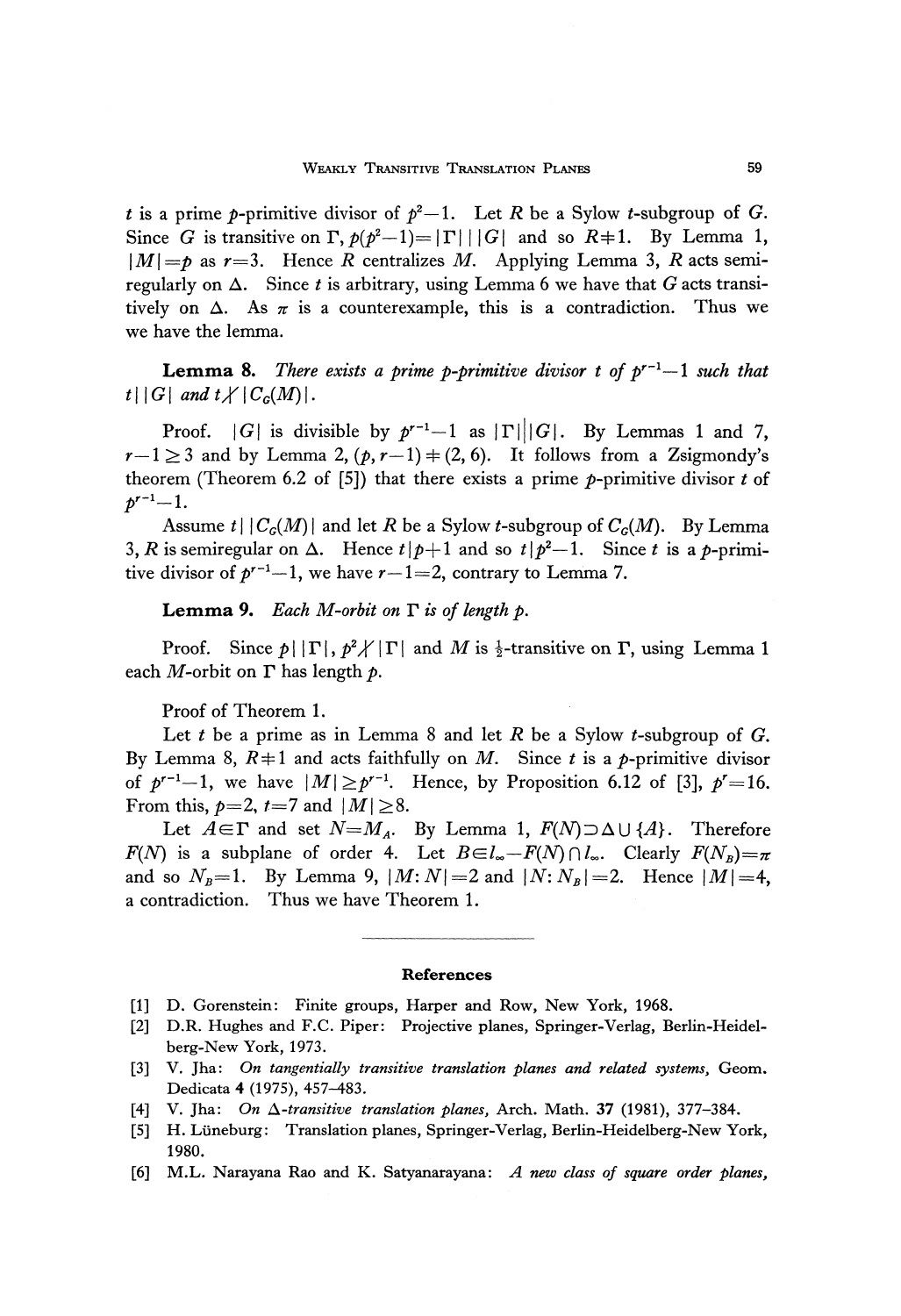$t$ is a prime $p$-primitive divisor of $p^2-1$. Let $R$ be a Sylow $t$-subgroup of $G$. Since $G$ is transitive on $\Gamma$, $p(p^2-1)=|\Gamma|\,|\,|G|$ and so $R\neq 1$. By Lemma 1, $|M|=p$ as $r=3$. Hence $R$ centralizes $M$. Applying Lemma 3, $R$ acts semiregularly on $\Delta$. Since $t$ is arbitrary, using Lemma 6 we have that $G$ acts transitively on $\Delta$. As $\pi$ is a counterexample, this is a contradiction. Thus we we have the lemma.

**Lemma 8.** *There exists a prime $p$-primitive divisor $t$ of $p^{r-1}-1$ such that $t\,|\,|G|$ and $t\not|\,|C_G(M)|$.*

Proof. $|G|$ is divisible by $p^{r-1}-1$ as $|\Gamma|\,|\,|G|$. By Lemmas 1 and 7, $r-1\geq 3$ and by Lemma 2, $(p, r-1)\neq(2, 6)$. It follows from a Zsigmondy's theorem (Theorem 6.2 of [5]) that there exists a prime $p$-primitive divisor $t$ of $p^{r-1}-1$.

Assume $t\,|\,|C_G(M)|$ and let $R$ be a Sylow $t$-subgroup of $C_G(M)$. By Lemma 3, $R$ is semiregular on $\Delta$. Hence $t\,|\,p+1$ and so $t\,|\,p^2-1$. Since $t$ is a $p$-primitive divisor of $p^{r-1}-1$, we have $r-1=2$, contrary to Lemma 7.

**Lemma 9.** *Each $M$-orbit on $\Gamma$ is of length $p$.*

Proof. Since $p\,|\,|\Gamma|$, $p^2\not|\,|\Gamma|$ and $M$ is $\frac{1}{2}$-transitive on $\Gamma$, using Lemma 1 each $M$-orbit on $\Gamma$ has length $p$.

Proof of Theorem 1.

Let $t$ be a prime as in Lemma 8 and let $R$ be a Sylow $t$-subgroup of $G$. By Lemma 8, $R\neq 1$ and acts faithfully on $M$. Since $t$ is a $p$-primitive divisor of $p^{r-1}-1$, we have $|M|\geq p^{r-1}$. Hence, by Proposition 6.12 of [3], $p^r=16$. From this, $p=2$, $t=7$ and $|M|\geq 8$.

Let $A\in\Gamma$ and set $N=M_A$. By Lemma 1, $F(N)\supset\Delta\cup\{A\}$. Therefore $F(N)$ is a subplane of order 4. Let $B\in l_\infty-F(N)\cap l_\infty$. Clearly $F(N_B)=\pi$ and so $N_B=1$. By Lemma 9, $|M:N|=2$ and $|N:N_B|=2$. Hence $|M|=4$, a contradiction. Thus we have Theorem 1.

## References

[1] D. Gorenstein: Finite groups, Harper and Row, New York, 1968.

[2] D.R. Hughes and F.C. Piper: Projective planes, Springer-Verlag, Berlin-Heidelberg-New York, 1973.

[3] V. Jha: *On tangentially transitive translation planes and related systems*, Geom. Dedicata **4** (1975), 457–483.

[4] V. Jha: *On $\Delta$-transitive translation planes*, Arch. Math. **37** (1981), 377–384.

[5] H. Lüneburg: Translation planes, Springer-Verlag, Berlin-Heidelberg-New York, 1980.

[6] M.L. Narayana Rao and K. Satyanarayana: *A new class of square order planes*,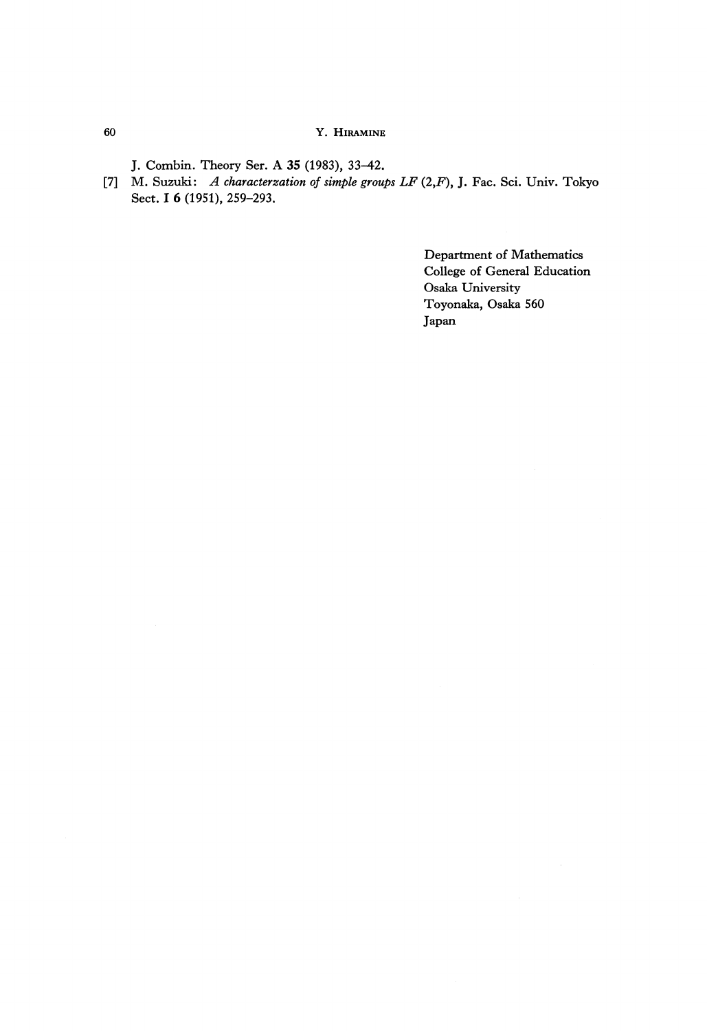J. Combin. Theory Ser. A **35** (1983), 33–42.

[7] M. Suzuki: *A characterzation of simple groups LF* (2,*F*), J. Fac. Sci. Univ. Tokyo Sect. I **6** (1951), 259–293.

Department of Mathematics
College of General Education
Osaka University
Toyonaka, Osaka 560
Japan